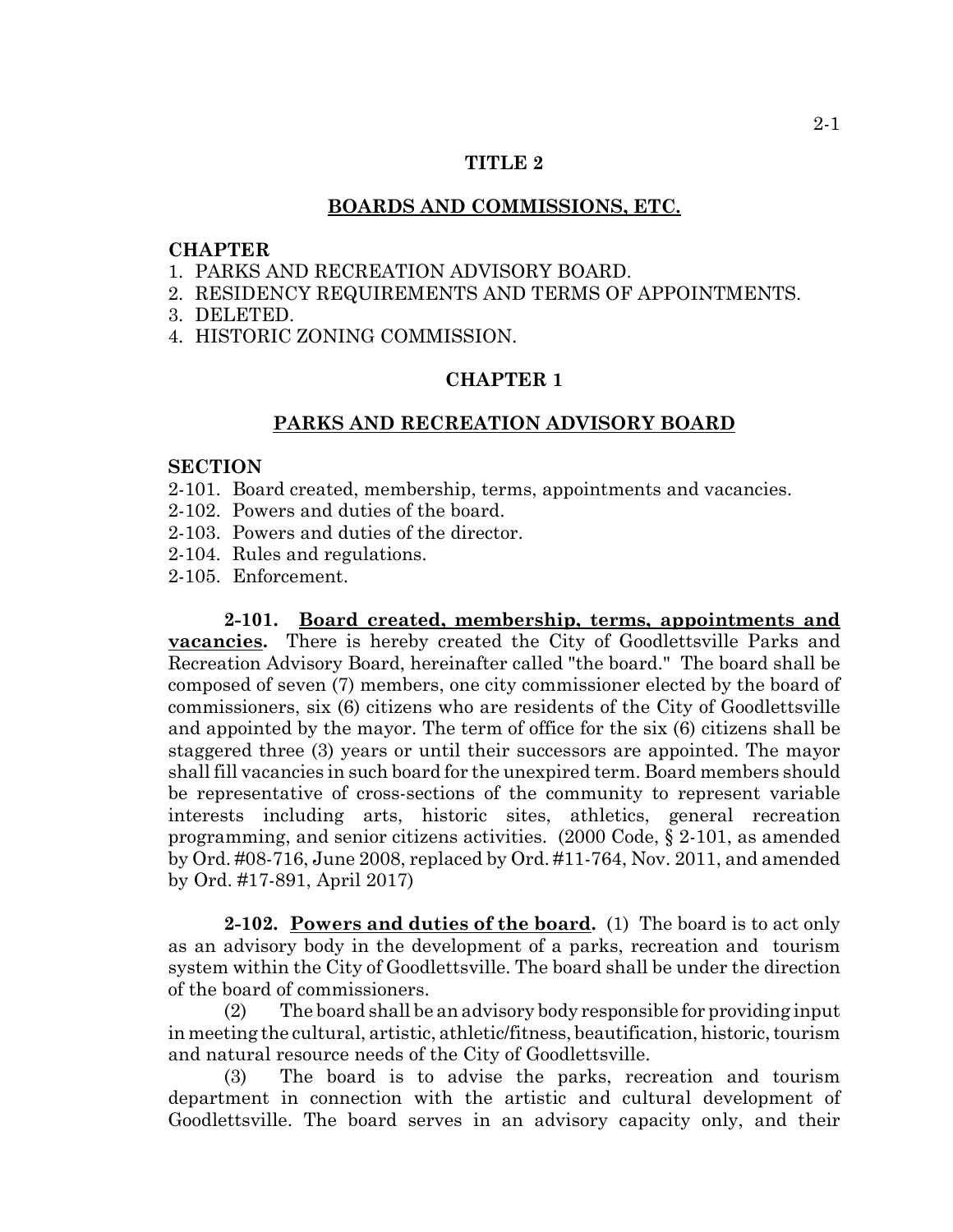# TITLE 2

## BOARDS AND COMMISSIONS, ETC.

**CHAPTER**

1. PARKS AND RECREATION ADVISORY BOARD.
2. RESIDENCY REQUIREMENTS AND TERMS OF APPOINTMENTS.
3. DELETED.
4. HISTORIC ZONING COMMISSION.

## CHAPTER 1

## PARKS AND RECREATION ADVISORY BOARD

**SECTION**

2-101. Board created, membership, terms, appointments and vacancies.
2-102. Powers and duties of the board.
2-103. Powers and duties of the director.
2-104. Rules and regulations.
2-105. Enforcement.

**2-101. Board created, membership, terms, appointments and vacancies.** There is hereby created the City of Goodlettsville Parks and Recreation Advisory Board, hereinafter called "the board." The board shall be composed of seven (7) members, one city commissioner elected by the board of commissioners, six (6) citizens who are residents of the City of Goodlettsville and appointed by the mayor. The term of office for the six (6) citizens shall be staggered three (3) years or until their successors are appointed. The mayor shall fill vacancies in such board for the unexpired term. Board members should be representative of cross-sections of the community to represent variable interests including arts, historic sites, athletics, general recreation programming, and senior citizens activities. (2000 Code, § 2-101, as amended by Ord. #08-716, June 2008, replaced by Ord. #11-764, Nov. 2011, and amended by Ord. #17-891, April 2017)

**2-102. Powers and duties of the board.** (1) The board is to act only as an advisory body in the development of a parks, recreation and tourism system within the City of Goodlettsville. The board shall be under the direction of the board of commissioners.

(2) The board shall be an advisory body responsible for providing input in meeting the cultural, artistic, athletic/fitness, beautification, historic, tourism and natural resource needs of the City of Goodlettsville.

(3) The board is to advise the parks, recreation and tourism department in connection with the artistic and cultural development of Goodlettsville. The board serves in an advisory capacity only, and their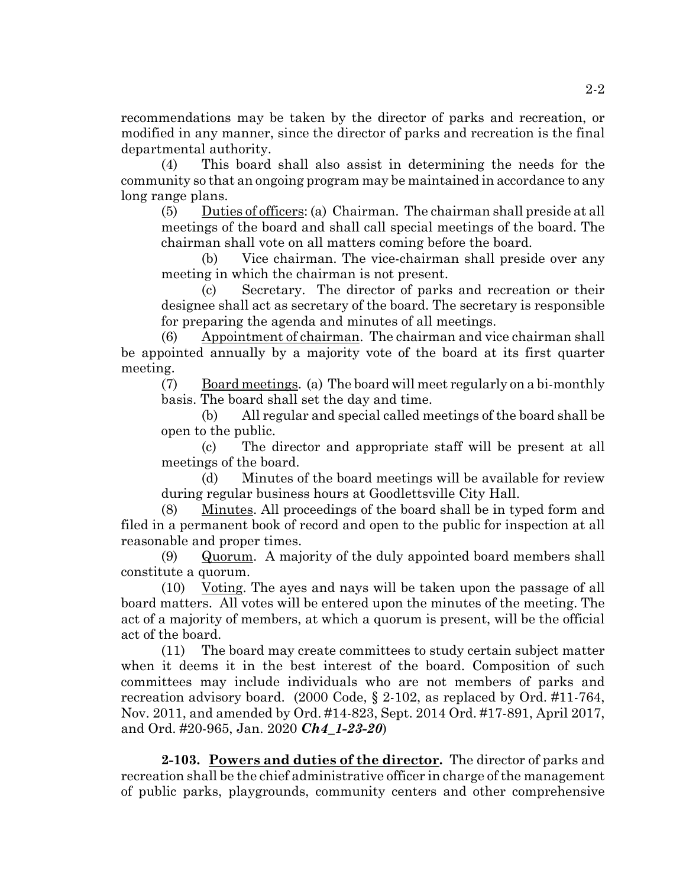recommendations may be taken by the director of parks and recreation, or modified in any manner, since the director of parks and recreation is the final departmental authority.

(4) This board shall also assist in determining the needs for the community so that an ongoing program may be maintained in accordance to any long range plans.

(5) Duties of officers: (a) Chairman. The chairman shall preside at all meetings of the board and shall call special meetings of the board. The chairman shall vote on all matters coming before the board.

(b) Vice chairman. The vice-chairman shall preside over any meeting in which the chairman is not present.

(c) Secretary. The director of parks and recreation or their designee shall act as secretary of the board. The secretary is responsible for preparing the agenda and minutes of all meetings.

(6) Appointment of chairman. The chairman and vice chairman shall be appointed annually by a majority vote of the board at its first quarter meeting.

(7) Board meetings. (a) The board will meet regularly on a bi-monthly basis. The board shall set the day and time.

(b) All regular and special called meetings of the board shall be open to the public.

(c) The director and appropriate staff will be present at all meetings of the board.

(d) Minutes of the board meetings will be available for review during regular business hours at Goodlettsville City Hall.

(8) Minutes. All proceedings of the board shall be in typed form and filed in a permanent book of record and open to the public for inspection at all reasonable and proper times.

(9) Quorum. A majority of the duly appointed board members shall constitute a quorum.

(10) Voting. The ayes and nays will be taken upon the passage of all board matters. All votes will be entered upon the minutes of the meeting. The act of a majority of members, at which a quorum is present, will be the official act of the board.

(11) The board may create committees to study certain subject matter when it deems it in the best interest of the board. Composition of such committees may include individuals who are not members of parks and recreation advisory board. (2000 Code, § 2-102, as replaced by Ord. #11-764, Nov. 2011, and amended by Ord. #14-823, Sept. 2014 Ord. #17-891, April 2017, and Ord. #20-965, Jan. 2020 ***Ch4_1-23-20***)

**2-103. Powers and duties of the director.** The director of parks and recreation shall be the chief administrative officer in charge of the management of public parks, playgrounds, community centers and other comprehensive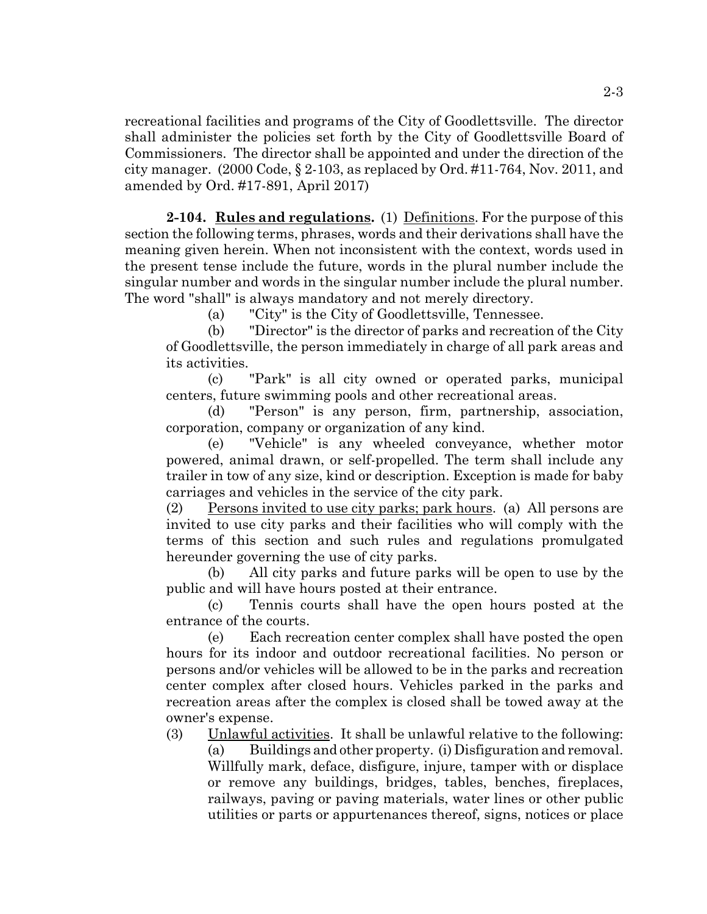recreational facilities and programs of the City of Goodlettsville. The director shall administer the policies set forth by the City of Goodlettsville Board of Commissioners. The director shall be appointed and under the direction of the city manager. (2000 Code, § 2-103, as replaced by Ord. #11-764, Nov. 2011, and amended by Ord. #17-891, April 2017)

**2-104. Rules and regulations.** (1) Definitions. For the purpose of this section the following terms, phrases, words and their derivations shall have the meaning given herein. When not inconsistent with the context, words used in the present tense include the future, words in the plural number include the singular number and words in the singular number include the plural number. The word "shall" is always mandatory and not merely directory.

(a) "City" is the City of Goodlettsville, Tennessee.

(b) "Director" is the director of parks and recreation of the City of Goodlettsville, the person immediately in charge of all park areas and its activities.

(c) "Park" is all city owned or operated parks, municipal centers, future swimming pools and other recreational areas.

(d) "Person" is any person, firm, partnership, association, corporation, company or organization of any kind.

(e) "Vehicle" is any wheeled conveyance, whether motor powered, animal drawn, or self-propelled. The term shall include any trailer in tow of any size, kind or description. Exception is made for baby carriages and vehicles in the service of the city park.

(2) Persons invited to use city parks; park hours. (a) All persons are invited to use city parks and their facilities who will comply with the terms of this section and such rules and regulations promulgated hereunder governing the use of city parks.

(b) All city parks and future parks will be open to use by the public and will have hours posted at their entrance.

(c) Tennis courts shall have the open hours posted at the entrance of the courts.

(e) Each recreation center complex shall have posted the open hours for its indoor and outdoor recreational facilities. No person or persons and/or vehicles will be allowed to be in the parks and recreation center complex after closed hours. Vehicles parked in the parks and recreation areas after the complex is closed shall be towed away at the owner's expense.

(3) Unlawful activities. It shall be unlawful relative to the following:

(a) Buildings and other property. (i) Disfiguration and removal. Willfully mark, deface, disfigure, injure, tamper with or displace or remove any buildings, bridges, tables, benches, fireplaces, railways, paving or paving materials, water lines or other public utilities or parts or appurtenances thereof, signs, notices or place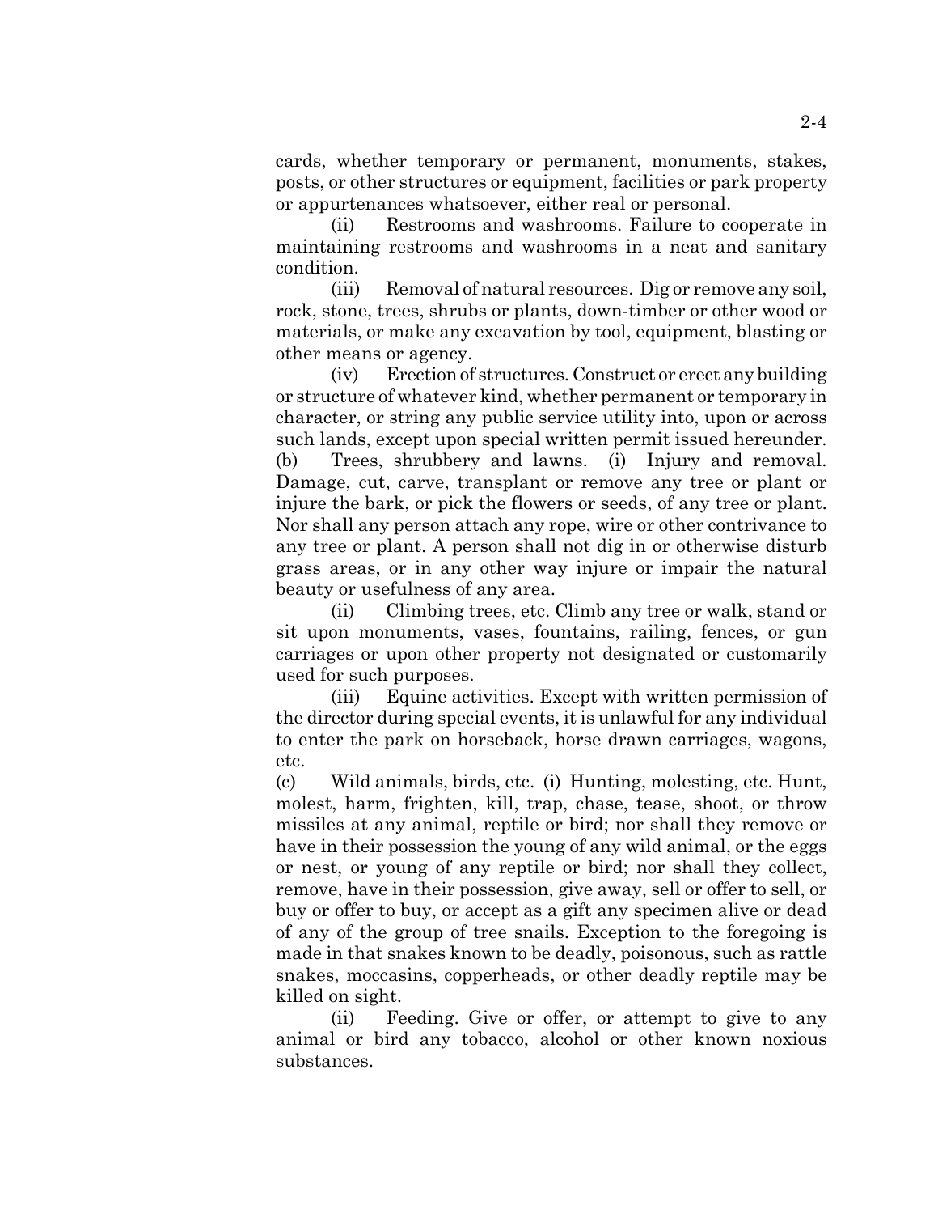cards, whether temporary or permanent, monuments, stakes, posts, or other structures or equipment, facilities or park property or appurtenances whatsoever, either real or personal.

(ii) Restrooms and washrooms. Failure to cooperate in maintaining restrooms and washrooms in a neat and sanitary condition.

(iii) Removal of natural resources. Dig or remove any soil, rock, stone, trees, shrubs or plants, down-timber or other wood or materials, or make any excavation by tool, equipment, blasting or other means or agency.

(iv) Erection of structures. Construct or erect any building or structure of whatever kind, whether permanent or temporary in character, or string any public service utility into, upon or across such lands, except upon special written permit issued hereunder.

(b) Trees, shrubbery and lawns. (i) Injury and removal. Damage, cut, carve, transplant or remove any tree or plant or injure the bark, or pick the flowers or seeds, of any tree or plant. Nor shall any person attach any rope, wire or other contrivance to any tree or plant. A person shall not dig in or otherwise disturb grass areas, or in any other way injure or impair the natural beauty or usefulness of any area.

(ii) Climbing trees, etc. Climb any tree or walk, stand or sit upon monuments, vases, fountains, railing, fences, or gun carriages or upon other property not designated or customarily used for such purposes.

(iii) Equine activities. Except with written permission of the director during special events, it is unlawful for any individual to enter the park on horseback, horse drawn carriages, wagons, etc.

(c) Wild animals, birds, etc. (i) Hunting, molesting, etc. Hunt, molest, harm, frighten, kill, trap, chase, tease, shoot, or throw missiles at any animal, reptile or bird; nor shall they remove or have in their possession the young of any wild animal, or the eggs or nest, or young of any reptile or bird; nor shall they collect, remove, have in their possession, give away, sell or offer to sell, or buy or offer to buy, or accept as a gift any specimen alive or dead of any of the group of tree snails. Exception to the foregoing is made in that snakes known to be deadly, poisonous, such as rattle snakes, moccasins, copperheads, or other deadly reptile may be killed on sight.

(ii) Feeding. Give or offer, or attempt to give to any animal or bird any tobacco, alcohol or other known noxious substances.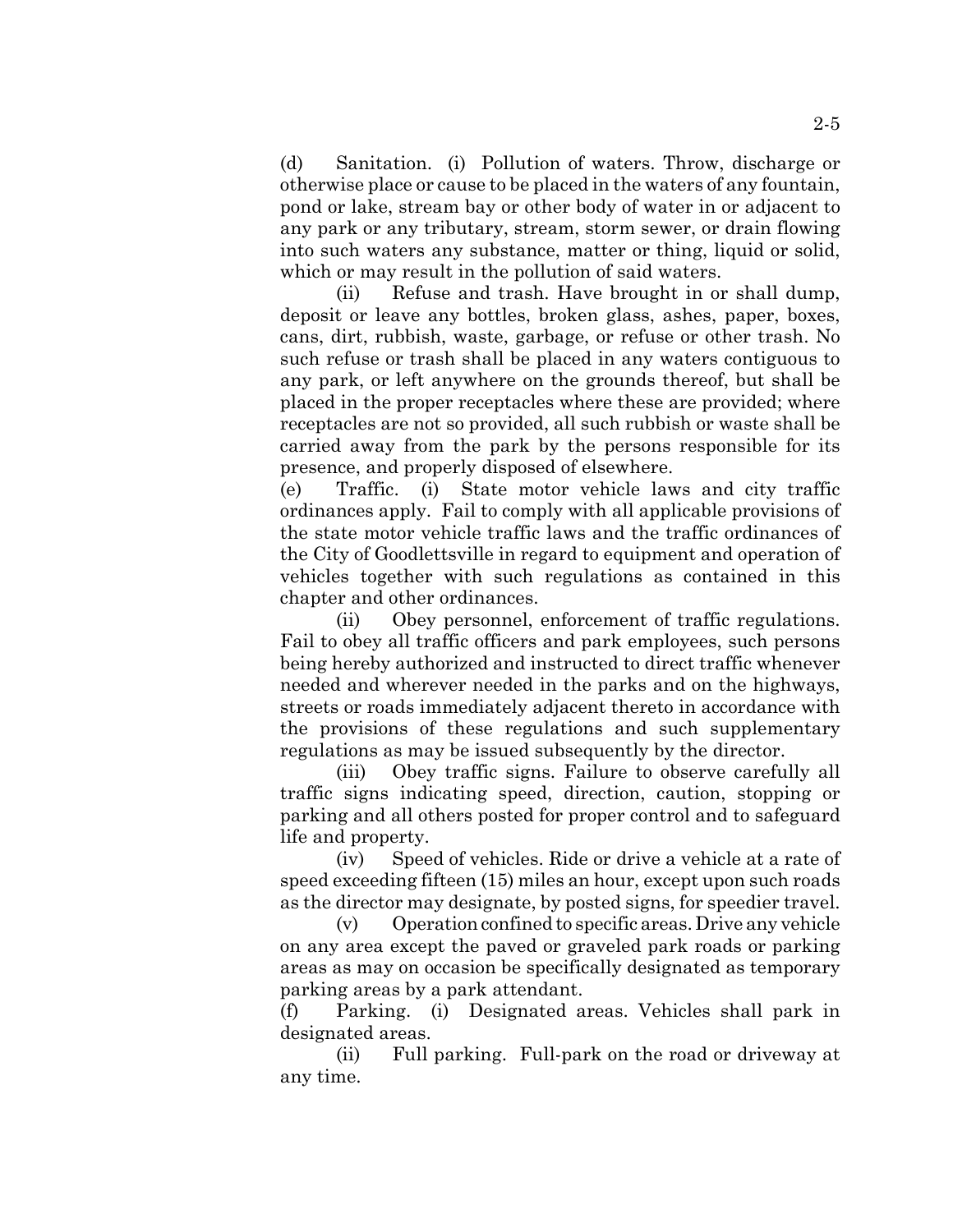(d) Sanitation. (i) Pollution of waters. Throw, discharge or otherwise place or cause to be placed in the waters of any fountain, pond or lake, stream bay or other body of water in or adjacent to any park or any tributary, stream, storm sewer, or drain flowing into such waters any substance, matter or thing, liquid or solid, which or may result in the pollution of said waters.

(ii) Refuse and trash. Have brought in or shall dump, deposit or leave any bottles, broken glass, ashes, paper, boxes, cans, dirt, rubbish, waste, garbage, or refuse or other trash. No such refuse or trash shall be placed in any waters contiguous to any park, or left anywhere on the grounds thereof, but shall be placed in the proper receptacles where these are provided; where receptacles are not so provided, all such rubbish or waste shall be carried away from the park by the persons responsible for its presence, and properly disposed of elsewhere.

(e) Traffic. (i) State motor vehicle laws and city traffic ordinances apply. Fail to comply with all applicable provisions of the state motor vehicle traffic laws and the traffic ordinances of the City of Goodlettsville in regard to equipment and operation of vehicles together with such regulations as contained in this chapter and other ordinances.

(ii) Obey personnel, enforcement of traffic regulations. Fail to obey all traffic officers and park employees, such persons being hereby authorized and instructed to direct traffic whenever needed and wherever needed in the parks and on the highways, streets or roads immediately adjacent thereto in accordance with the provisions of these regulations and such supplementary regulations as may be issued subsequently by the director.

(iii) Obey traffic signs. Failure to observe carefully all traffic signs indicating speed, direction, caution, stopping or parking and all others posted for proper control and to safeguard life and property.

(iv) Speed of vehicles. Ride or drive a vehicle at a rate of speed exceeding fifteen (15) miles an hour, except upon such roads as the director may designate, by posted signs, for speedier travel.

(v) Operation confined to specific areas. Drive any vehicle on any area except the paved or graveled park roads or parking areas as may on occasion be specifically designated as temporary parking areas by a park attendant.

(f) Parking. (i) Designated areas. Vehicles shall park in designated areas.

(ii) Full parking. Full-park on the road or driveway at any time.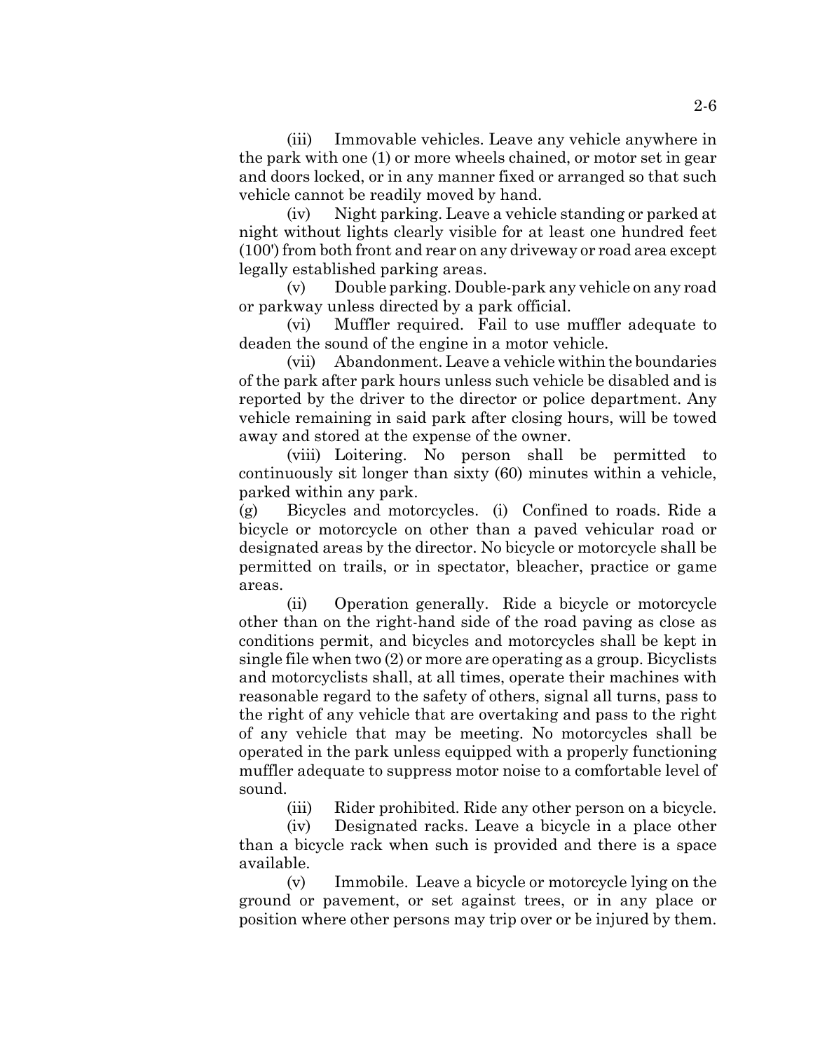(iii) Immovable vehicles. Leave any vehicle anywhere in the park with one (1) or more wheels chained, or motor set in gear and doors locked, or in any manner fixed or arranged so that such vehicle cannot be readily moved by hand.

(iv) Night parking. Leave a vehicle standing or parked at night without lights clearly visible for at least one hundred feet (100') from both front and rear on any driveway or road area except legally established parking areas.

(v) Double parking. Double-park any vehicle on any road or parkway unless directed by a park official.

(vi) Muffler required. Fail to use muffler adequate to deaden the sound of the engine in a motor vehicle.

(vii) Abandonment. Leave a vehicle within the boundaries of the park after park hours unless such vehicle be disabled and is reported by the driver to the director or police department. Any vehicle remaining in said park after closing hours, will be towed away and stored at the expense of the owner.

(viii) Loitering. No person shall be permitted to continuously sit longer than sixty (60) minutes within a vehicle, parked within any park.

(g) Bicycles and motorcycles. (i) Confined to roads. Ride a bicycle or motorcycle on other than a paved vehicular road or designated areas by the director. No bicycle or motorcycle shall be permitted on trails, or in spectator, bleacher, practice or game areas.

(ii) Operation generally. Ride a bicycle or motorcycle other than on the right-hand side of the road paving as close as conditions permit, and bicycles and motorcycles shall be kept in single file when two (2) or more are operating as a group. Bicyclists and motorcyclists shall, at all times, operate their machines with reasonable regard to the safety of others, signal all turns, pass to the right of any vehicle that are overtaking and pass to the right of any vehicle that may be meeting. No motorcycles shall be operated in the park unless equipped with a properly functioning muffler adequate to suppress motor noise to a comfortable level of sound.

(iii) Rider prohibited. Ride any other person on a bicycle.

(iv) Designated racks. Leave a bicycle in a place other than a bicycle rack when such is provided and there is a space available.

(v) Immobile. Leave a bicycle or motorcycle lying on the ground or pavement, or set against trees, or in any place or position where other persons may trip over or be injured by them.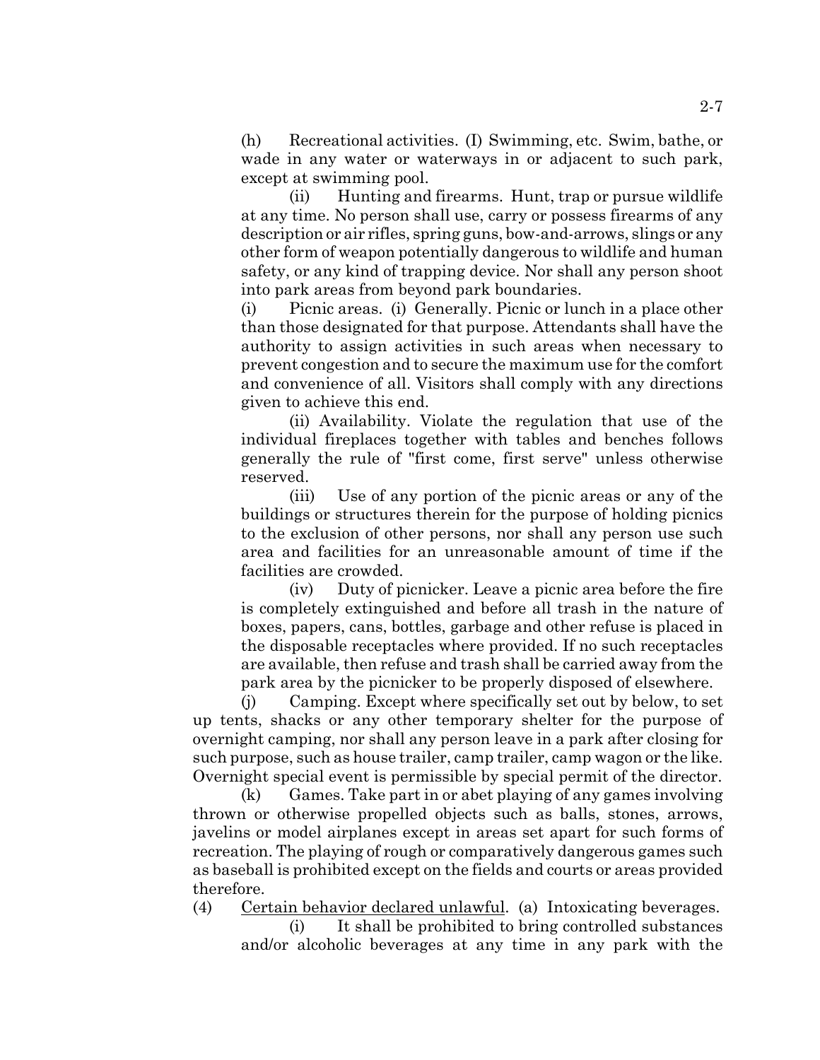(h) Recreational activities. (I) Swimming, etc. Swim, bathe, or wade in any water or waterways in or adjacent to such park, except at swimming pool.

(ii) Hunting and firearms. Hunt, trap or pursue wildlife at any time. No person shall use, carry or possess firearms of any description or air rifles, spring guns, bow-and-arrows, slings or any other form of weapon potentially dangerous to wildlife and human safety, or any kind of trapping device. Nor shall any person shoot into park areas from beyond park boundaries.

(i) Picnic areas. (i) Generally. Picnic or lunch in a place other than those designated for that purpose. Attendants shall have the authority to assign activities in such areas when necessary to prevent congestion and to secure the maximum use for the comfort and convenience of all. Visitors shall comply with any directions given to achieve this end.

(ii) Availability. Violate the regulation that use of the individual fireplaces together with tables and benches follows generally the rule of "first come, first serve" unless otherwise reserved.

(iii) Use of any portion of the picnic areas or any of the buildings or structures therein for the purpose of holding picnics to the exclusion of other persons, nor shall any person use such area and facilities for an unreasonable amount of time if the facilities are crowded.

(iv) Duty of picnicker. Leave a picnic area before the fire is completely extinguished and before all trash in the nature of boxes, papers, cans, bottles, garbage and other refuse is placed in the disposable receptacles where provided. If no such receptacles are available, then refuse and trash shall be carried away from the park area by the picnicker to be properly disposed of elsewhere.

(j) Camping. Except where specifically set out by below, to set up tents, shacks or any other temporary shelter for the purpose of overnight camping, nor shall any person leave in a park after closing for such purpose, such as house trailer, camp trailer, camp wagon or the like. Overnight special event is permissible by special permit of the director.

(k) Games. Take part in or abet playing of any games involving thrown or otherwise propelled objects such as balls, stones, arrows, javelins or model airplanes except in areas set apart for such forms of recreation. The playing of rough or comparatively dangerous games such as baseball is prohibited except on the fields and courts or areas provided therefore.

(4) Certain behavior declared unlawful. (a) Intoxicating beverages.

(i) It shall be prohibited to bring controlled substances and/or alcoholic beverages at any time in any park with the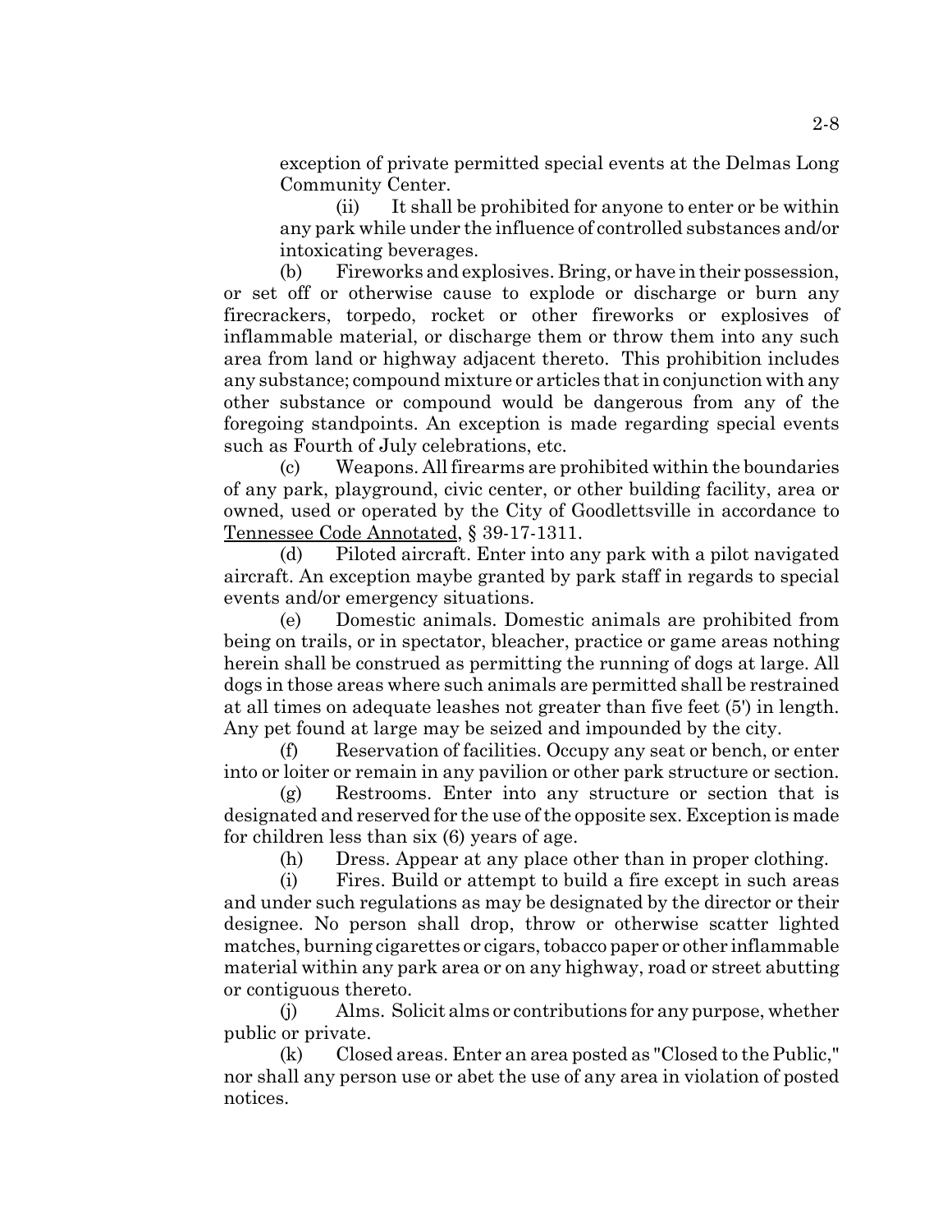exception of private permitted special events at the Delmas Long Community Center.

(ii) It shall be prohibited for anyone to enter or be within any park while under the influence of controlled substances and/or intoxicating beverages.

(b) Fireworks and explosives. Bring, or have in their possession, or set off or otherwise cause to explode or discharge or burn any firecrackers, torpedo, rocket or other fireworks or explosives of inflammable material, or discharge them or throw them into any such area from land or highway adjacent thereto. This prohibition includes any substance; compound mixture or articles that in conjunction with any other substance or compound would be dangerous from any of the foregoing standpoints. An exception is made regarding special events such as Fourth of July celebrations, etc.

(c) Weapons. All firearms are prohibited within the boundaries of any park, playground, civic center, or other building facility, area or owned, used or operated by the City of Goodlettsville in accordance to Tennessee Code Annotated, § 39-17-1311.

(d) Piloted aircraft. Enter into any park with a pilot navigated aircraft. An exception maybe granted by park staff in regards to special events and/or emergency situations.

(e) Domestic animals. Domestic animals are prohibited from being on trails, or in spectator, bleacher, practice or game areas nothing herein shall be construed as permitting the running of dogs at large. All dogs in those areas where such animals are permitted shall be restrained at all times on adequate leashes not greater than five feet (5') in length. Any pet found at large may be seized and impounded by the city.

(f) Reservation of facilities. Occupy any seat or bench, or enter into or loiter or remain in any pavilion or other park structure or section.

(g) Restrooms. Enter into any structure or section that is designated and reserved for the use of the opposite sex. Exception is made for children less than six (6) years of age.

(h) Dress. Appear at any place other than in proper clothing.

(i) Fires. Build or attempt to build a fire except in such areas and under such regulations as may be designated by the director or their designee. No person shall drop, throw or otherwise scatter lighted matches, burning cigarettes or cigars, tobacco paper or other inflammable material within any park area or on any highway, road or street abutting or contiguous thereto.

(j) Alms. Solicit alms or contributions for any purpose, whether public or private.

(k) Closed areas. Enter an area posted as "Closed to the Public," nor shall any person use or abet the use of any area in violation of posted notices.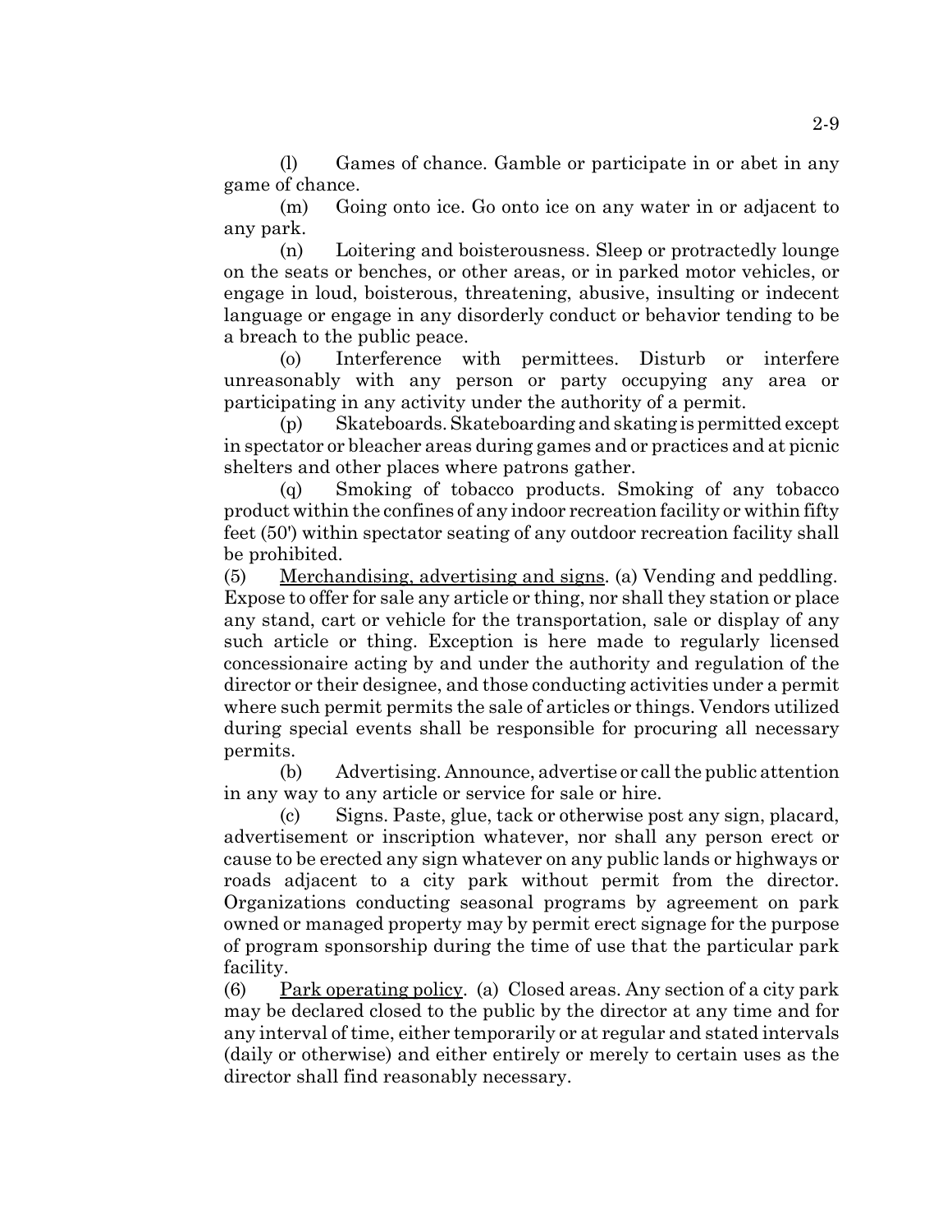(l) Games of chance. Gamble or participate in or abet in any game of chance.

(m) Going onto ice. Go onto ice on any water in or adjacent to any park.

(n) Loitering and boisterousness. Sleep or protractedly lounge on the seats or benches, or other areas, or in parked motor vehicles, or engage in loud, boisterous, threatening, abusive, insulting or indecent language or engage in any disorderly conduct or behavior tending to be a breach to the public peace.

(o) Interference with permittees. Disturb or interfere unreasonably with any person or party occupying any area or participating in any activity under the authority of a permit.

(p) Skateboards. Skateboarding and skating is permitted except in spectator or bleacher areas during games and or practices and at picnic shelters and other places where patrons gather.

(q) Smoking of tobacco products. Smoking of any tobacco product within the confines of any indoor recreation facility or within fifty feet (50') within spectator seating of any outdoor recreation facility shall be prohibited.

(5) Merchandising, advertising and signs. (a) Vending and peddling. Expose to offer for sale any article or thing, nor shall they station or place any stand, cart or vehicle for the transportation, sale or display of any such article or thing. Exception is here made to regularly licensed concessionaire acting by and under the authority and regulation of the director or their designee, and those conducting activities under a permit where such permit permits the sale of articles or things. Vendors utilized during special events shall be responsible for procuring all necessary permits.

(b) Advertising. Announce, advertise or call the public attention in any way to any article or service for sale or hire.

(c) Signs. Paste, glue, tack or otherwise post any sign, placard, advertisement or inscription whatever, nor shall any person erect or cause to be erected any sign whatever on any public lands or highways or roads adjacent to a city park without permit from the director. Organizations conducting seasonal programs by agreement on park owned or managed property may by permit erect signage for the purpose of program sponsorship during the time of use that the particular park facility.

(6) Park operating policy. (a) Closed areas. Any section of a city park may be declared closed to the public by the director at any time and for any interval of time, either temporarily or at regular and stated intervals (daily or otherwise) and either entirely or merely to certain uses as the director shall find reasonably necessary.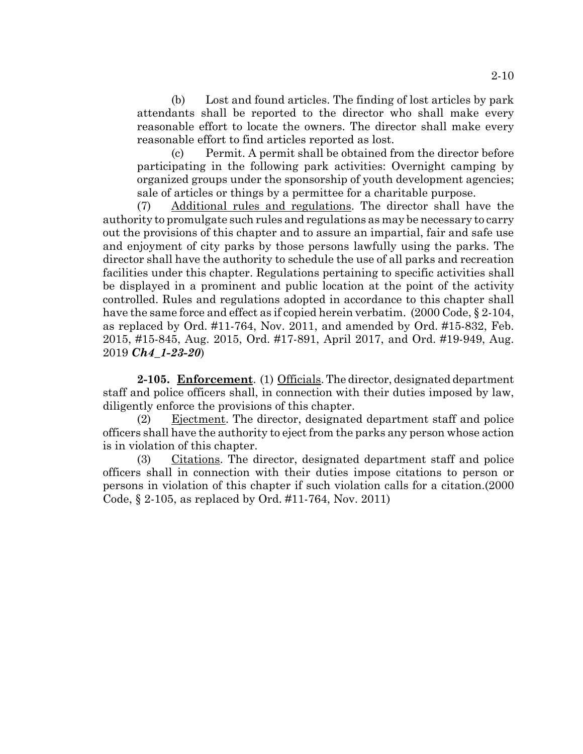(b) Lost and found articles. The finding of lost articles by park attendants shall be reported to the director who shall make every reasonable effort to locate the owners. The director shall make every reasonable effort to find articles reported as lost.

(c) Permit. A permit shall be obtained from the director before participating in the following park activities: Overnight camping by organized groups under the sponsorship of youth development agencies; sale of articles or things by a permittee for a charitable purpose.

(7) Additional rules and regulations. The director shall have the authority to promulgate such rules and regulations as may be necessary to carry out the provisions of this chapter and to assure an impartial, fair and safe use and enjoyment of city parks by those persons lawfully using the parks. The director shall have the authority to schedule the use of all parks and recreation facilities under this chapter. Regulations pertaining to specific activities shall be displayed in a prominent and public location at the point of the activity controlled. Rules and regulations adopted in accordance to this chapter shall have the same force and effect as if copied herein verbatim. (2000 Code, § 2-104, as replaced by Ord. #11-764, Nov. 2011, and amended by Ord. #15-832, Feb. 2015, #15-845, Aug. 2015, Ord. #17-891, April 2017, and Ord. #19-949, Aug. 2019 ***Ch4_1-23-20***)

**2-105. Enforcement**. (1) Officials. The director, designated department staff and police officers shall, in connection with their duties imposed by law, diligently enforce the provisions of this chapter.

(2) Ejectment. The director, designated department staff and police officers shall have the authority to eject from the parks any person whose action is in violation of this chapter.

(3) Citations. The director, designated department staff and police officers shall in connection with their duties impose citations to person or persons in violation of this chapter if such violation calls for a citation.(2000 Code, § 2-105, as replaced by Ord. #11-764, Nov. 2011)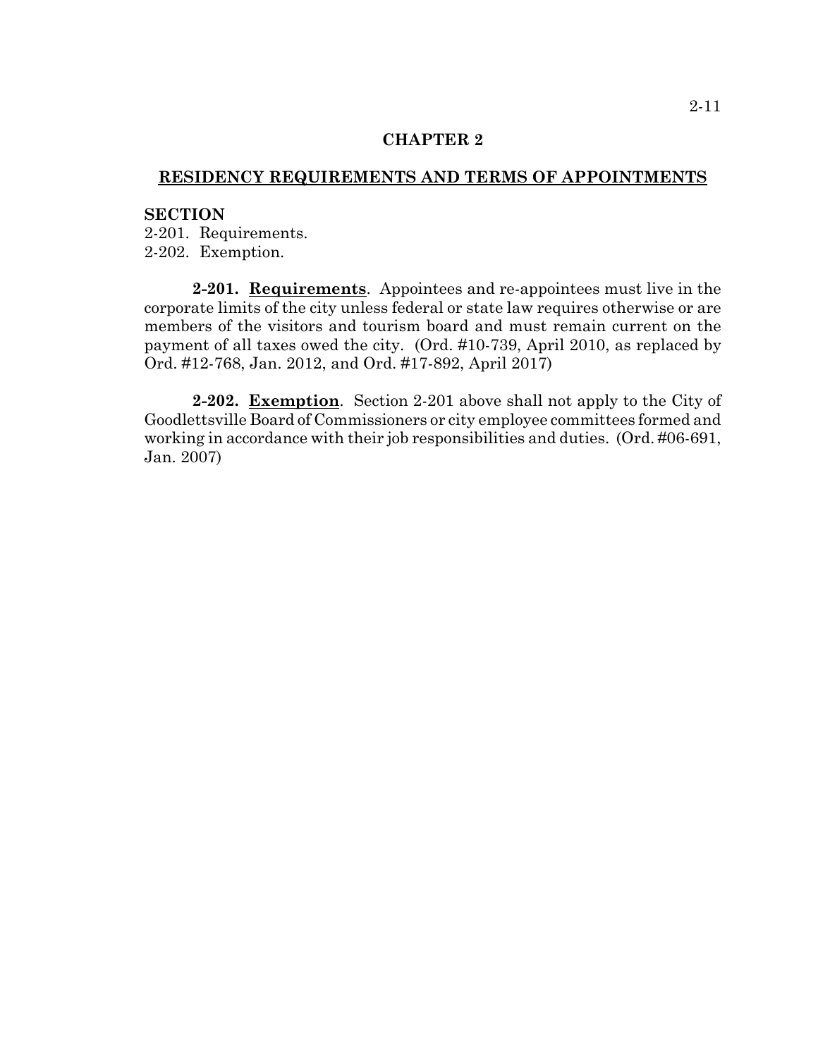# CHAPTER 2

## RESIDENCY REQUIREMENTS AND TERMS OF APPOINTMENTS

**SECTION**

2-201. Requirements.
2-202. Exemption.

**2-201. Requirements**. Appointees and re-appointees must live in the corporate limits of the city unless federal or state law requires otherwise or are members of the visitors and tourism board and must remain current on the payment of all taxes owed the city. (Ord. #10-739, April 2010, as replaced by Ord. #12-768, Jan. 2012, and Ord. #17-892, April 2017)

**2-202. Exemption**. Section 2-201 above shall not apply to the City of Goodlettsville Board of Commissioners or city employee committees formed and working in accordance with their job responsibilities and duties. (Ord. #06-691, Jan. 2007)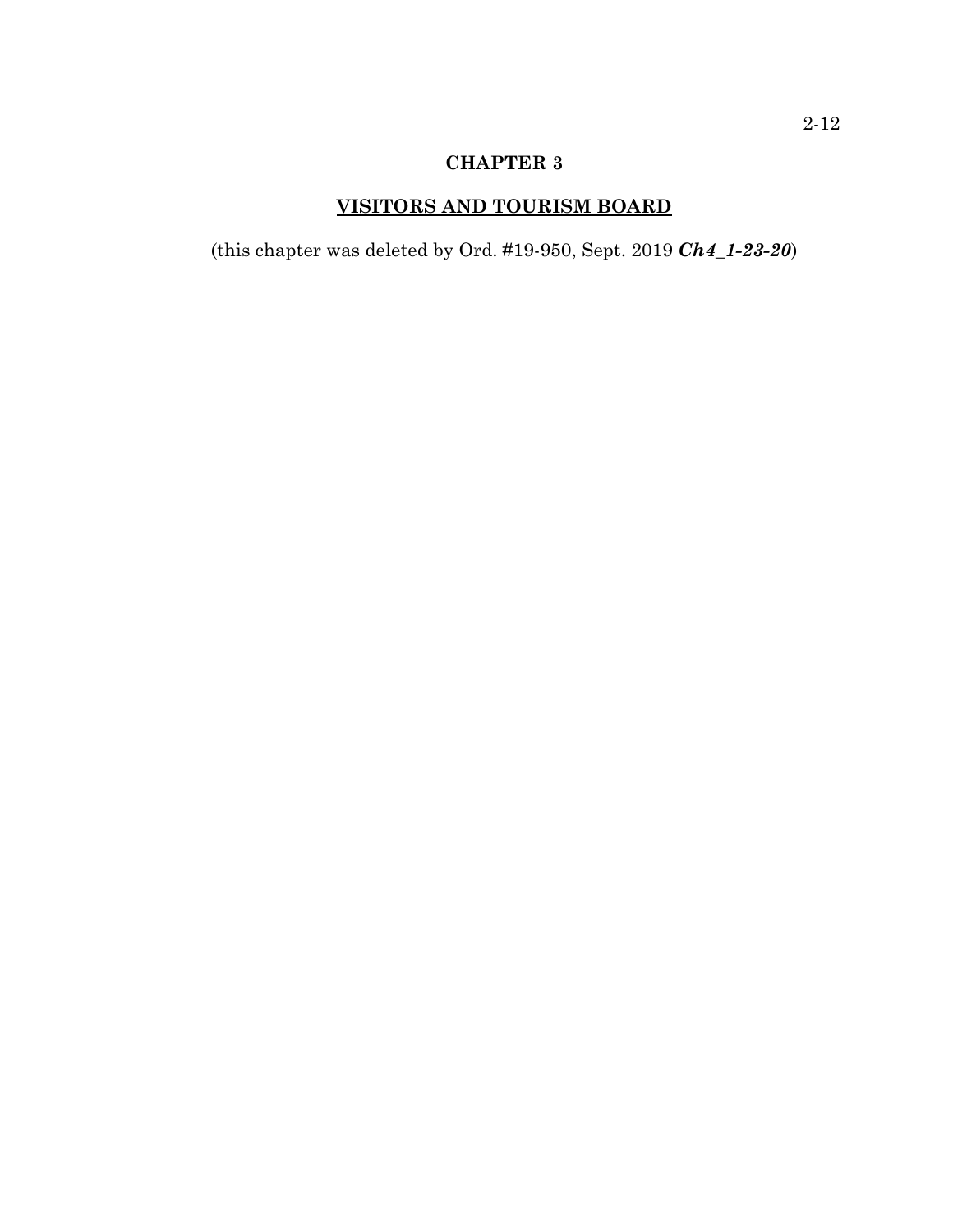# CHAPTER 3

## <u>VISITORS AND TOURISM BOARD</u>

(this chapter was deleted by Ord. #19-950, Sept. 2019 ***Ch4_1-23-20***)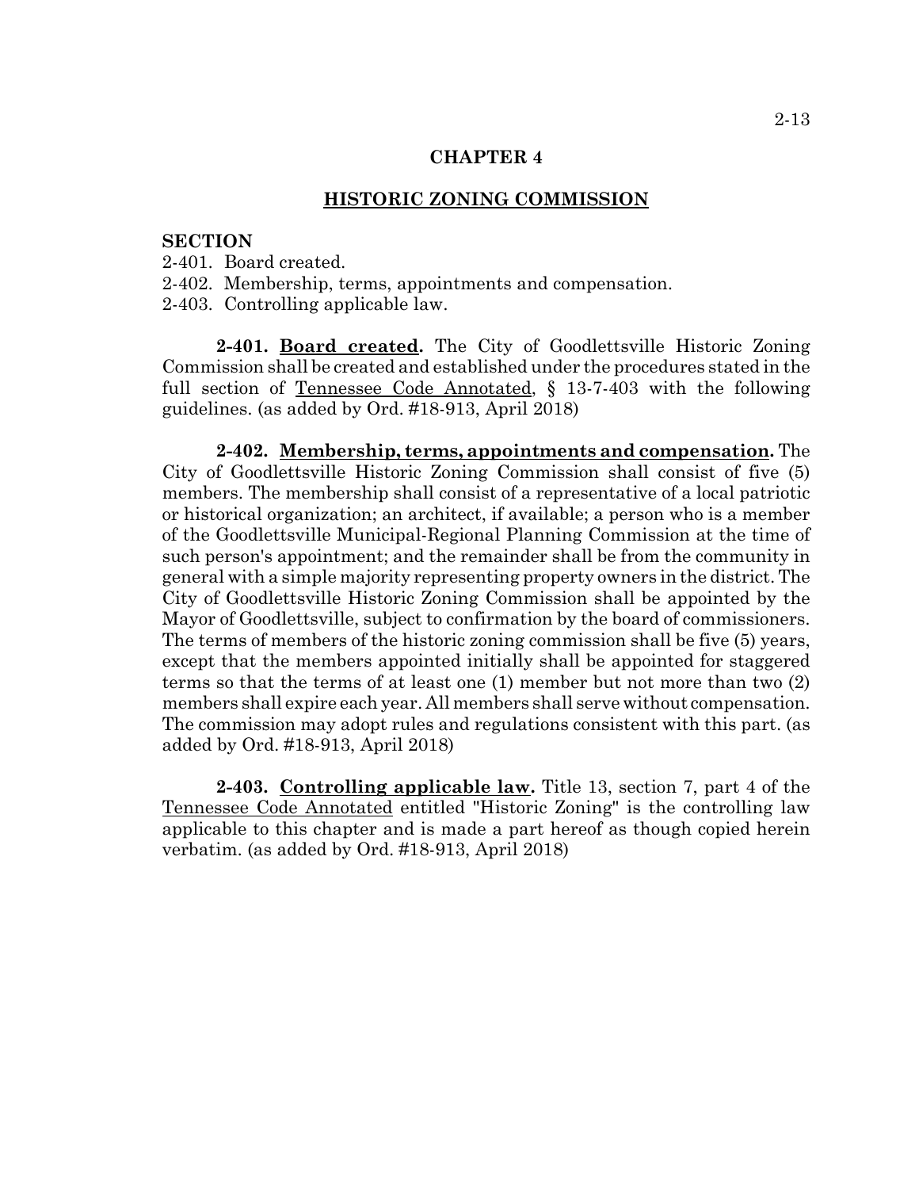# CHAPTER 4

## HISTORIC ZONING COMMISSION

**SECTION**

2-401. Board created.
2-402. Membership, terms, appointments and compensation.
2-403. Controlling applicable law.

**2-401. Board created.** The City of Goodlettsville Historic Zoning Commission shall be created and established under the procedures stated in the full section of Tennessee Code Annotated, § 13-7-403 with the following guidelines. (as added by Ord. #18-913, April 2018)

**2-402. Membership, terms, appointments and compensation.** The City of Goodlettsville Historic Zoning Commission shall consist of five (5) members. The membership shall consist of a representative of a local patriotic or historical organization; an architect, if available; a person who is a member of the Goodlettsville Municipal-Regional Planning Commission at the time of such person's appointment; and the remainder shall be from the community in general with a simple majority representing property owners in the district. The City of Goodlettsville Historic Zoning Commission shall be appointed by the Mayor of Goodlettsville, subject to confirmation by the board of commissioners. The terms of members of the historic zoning commission shall be five (5) years, except that the members appointed initially shall be appointed for staggered terms so that the terms of at least one (1) member but not more than two (2) members shall expire each year. All members shall serve without compensation. The commission may adopt rules and regulations consistent with this part. (as added by Ord. #18-913, April 2018)

**2-403. Controlling applicable law.** Title 13, section 7, part 4 of the Tennessee Code Annotated entitled "Historic Zoning" is the controlling law applicable to this chapter and is made a part hereof as though copied herein verbatim. (as added by Ord. #18-913, April 2018)